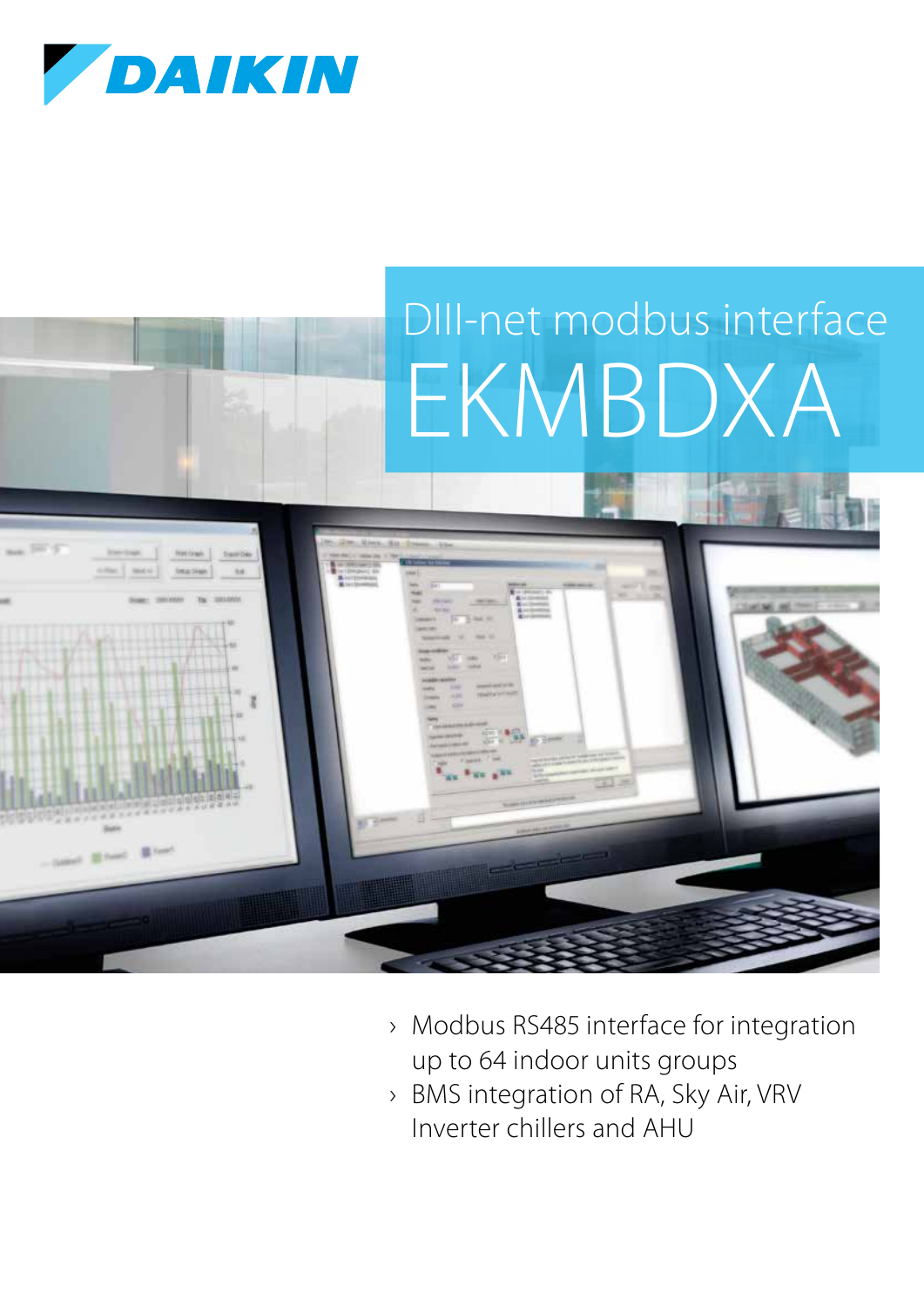DAIKIN

# DIII-net modbus interface

# EKMBDXA

- Modbus RS485 interface for integration up to 64 indoor units groups
- BMS integration of RA, Sky Air, VRV Inverter chillers and AHU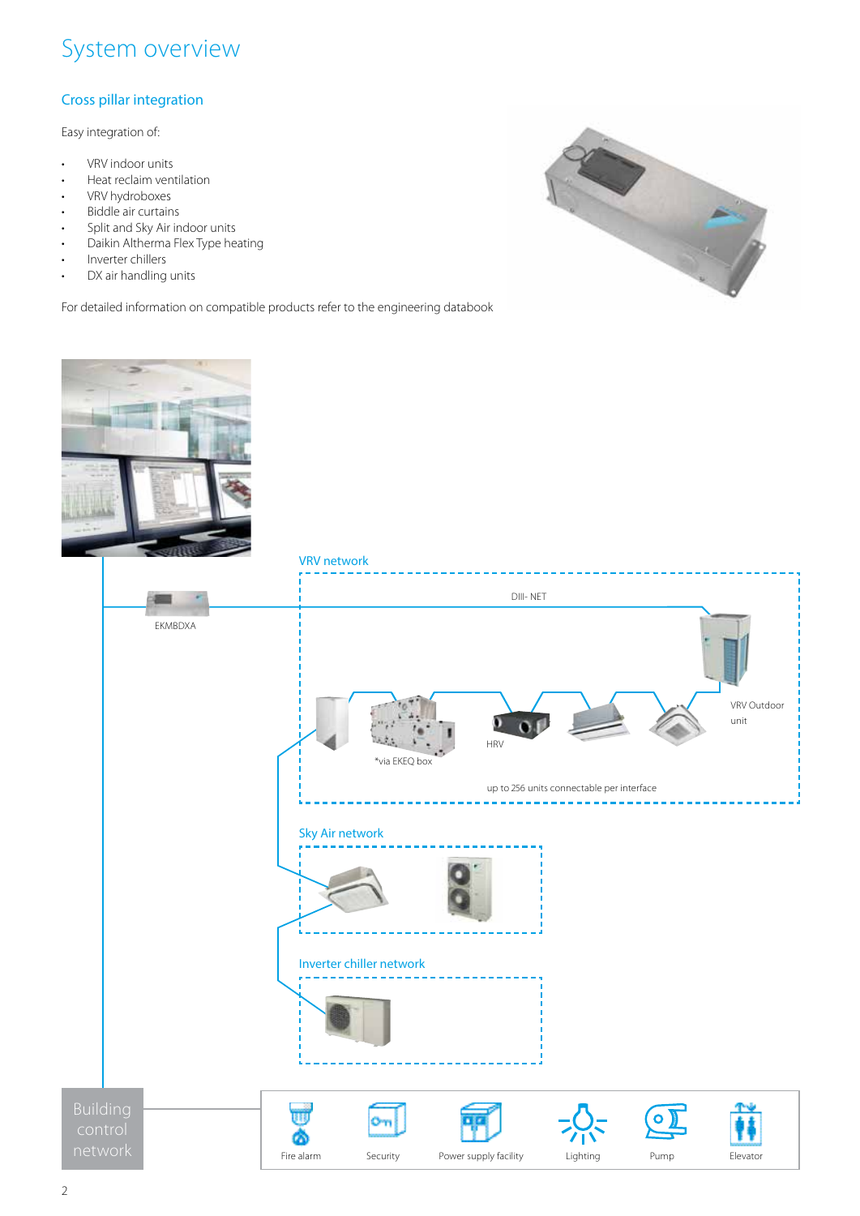# System overview

## Cross pillar integration

Easy integration of:

- VRV indoor units
- Heat reclaim ventilation
- VRV hydroboxes
- Biddle air curtains
- Split and Sky Air indoor units
- Daikin Altherma Flex Type heating
- Inverter chillers
- DX air handling units

For detailed information on compatible products refer to the engineering databook

VRV network

DIII- NET

EKMBDXA

VRV Outdoor unit

*via EKEQ box

HRV

up to 256 units connectable per interface

Sky Air network

Inverter chiller network

Building control network

Fire alarm

Security

Power supply facility

Lighting

Pump

Elevator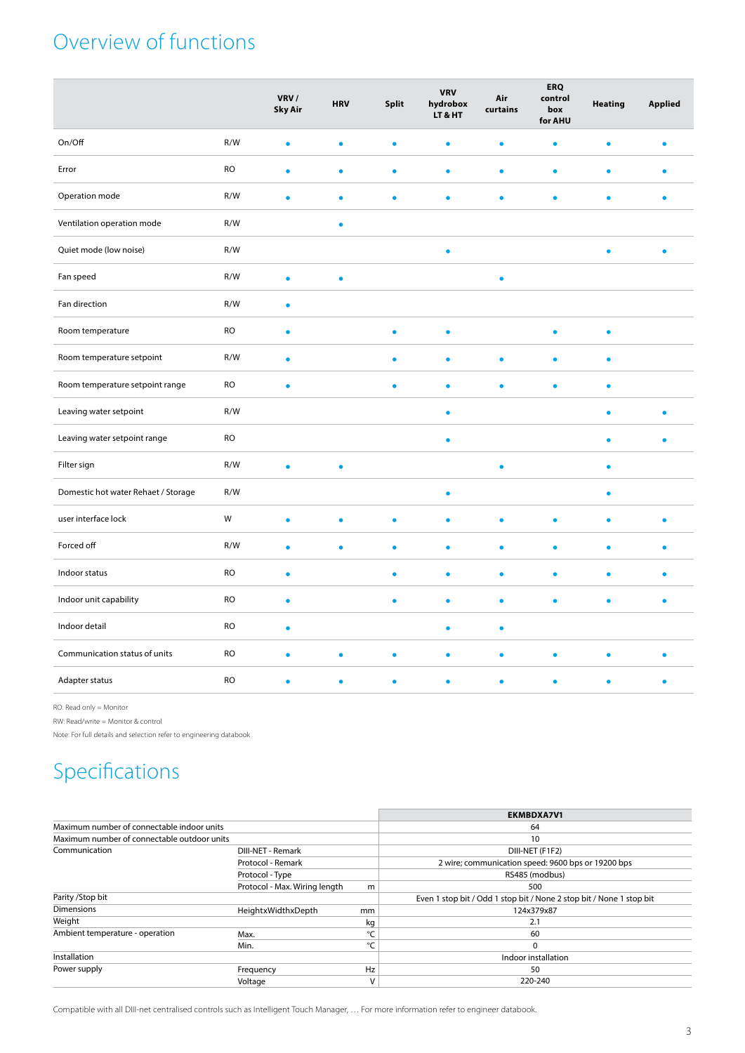# Overview of functions

| | | VRV / Sky Air | HRV | Split | VRV hydrobox LT & HT | Air curtains | ERQ control box for AHU | Heating | Applied |
|---|---|---|---|---|---|---|---|---|---|
| On/Off | R/W | • | • | • | • | • | • | • | • |
| Error | RO | • | • | • | • | • | • | • | • |
| Operation mode | R/W | • | • | • | • | • | • | • | • |
| Ventilation operation mode | R/W | | • | | | | | | |
| Quiet mode (low noise) | R/W | | | | • | | | • | • |
| Fan speed | R/W | • | • | | | • | | | |
| Fan direction | R/W | • | | | | | | | |
| Room temperature | RO | • | | • | • | | • | • | |
| Room temperature setpoint | R/W | • | | • | • | • | • | • | |
| Room temperature setpoint range | RO | • | | • | • | • | • | • | |
| Leaving water setpoint | R/W | | | | • | | | • | • |
| Leaving water setpoint range | RO | | | | • | | | • | • |
| Filter sign | R/W | • | • | | | • | | • | |
| Domestic hot water Rehaet / Storage | R/W | | | | • | | | • | |
| user interface lock | W | • | • | • | • | • | • | • | • |
| Forced off | R/W | • | • | • | • | • | • | • | • |
| Indoor status | RO | • | | • | • | • | • | • | • |
| Indoor unit capability | RO | • | | • | • | • | • | • | • |
| Indoor detail | RO | • | | | • | • | | | |
| Communication status of units | RO | • | • | • | • | • | • | • | • |
| Adapter status | RO | • | • | • | • | • | • | • | • |

RO: Read only = Monitor

RW: Read/write = Monitor & control

Note: For full details and selection refer to engineering databook

# Specifications

| | | | EKMBDXA7V1 |
|---|---|---|---|
| Maximum number of connectable indoor units | | | 64 |
| Maximum number of connectable outdoor units | | | 10 |
| Communication | DIII-NET - Remark | | DIII-NET (F1F2) |
| | Protocol - Remark | | 2 wire; communication speed: 9600 bps or 19200 bps |
| | Protocol - Type | | RS485 (modbus) |
| | Protocol - Max. Wiring length | m | 500 |
| Parity /Stop bit | | | Even 1 stop bit / Odd 1 stop bit / None 2 stop bit / None 1 stop bit |
| Dimensions | HeightxWidthxDepth | mm | 124x379x87 |
| Weight | | kg | 2.1 |
| Ambient temperature - operation | Max. | °C | 60 |
| | Min. | °C | 0 |
| Installation | | | Indoor installation |
| Power supply | Frequency | Hz | 50 |
| | Voltage | V | 220-240 |

Compatible with all DIII-net centralised controls such as Intelligent Touch Manager, … For more information refer to engineer databook.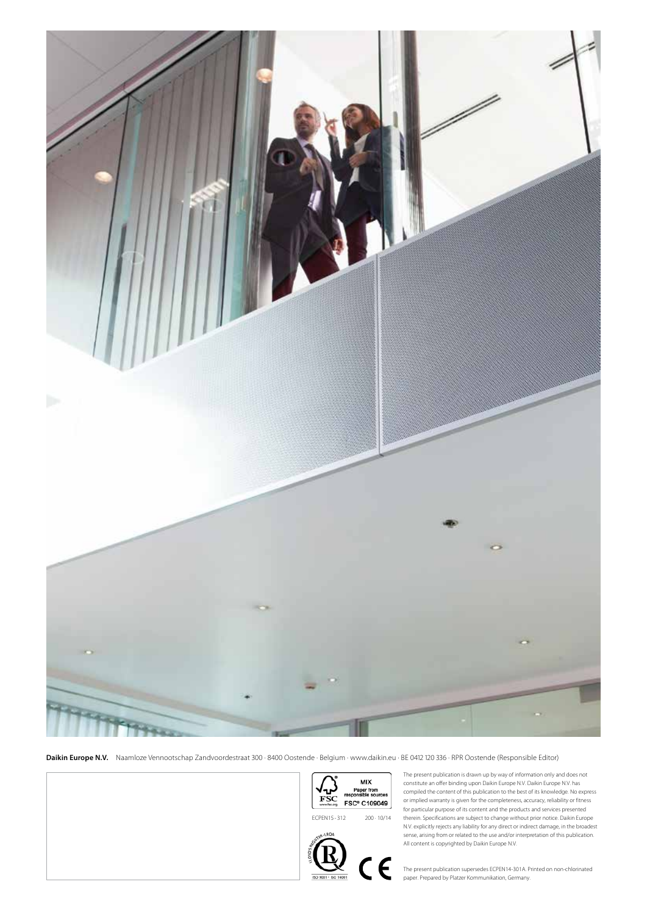**Daikin Europe N.V.** Naamloze Vennootschap Zandvoordestraat 300 · 8400 Oostende · Belgium · www.daikin.eu · BE 0412 120 336 · RPR Oostende (Responsible Editor)

MIX
Paper from responsible sources
FSC® C109049

ECPEN15 - 312 200 · 10/14

The present publication is drawn up by way of information only and does not constitute an offer binding upon Daikin Europe N.V. Daikin Europe N.V. has compiled the content of this publication to the best of its knowledge. No express or implied warranty is given for the completeness, accuracy, reliability or fitness for particular purpose of its content and the products and services presented therein. Specifications are subject to change without prior notice. Daikin Europe N.V. explicitly rejects any liability for any direct or indirect damage, in the broadest sense, arising from or related to the use and/or interpretation of this publication. All content is copyrighted by Daikin Europe N.V.

The present publication supersedes ECPEN14-301A. Printed on non-chlorinated paper. Prepared by Platzer Kommunikation, Germany.